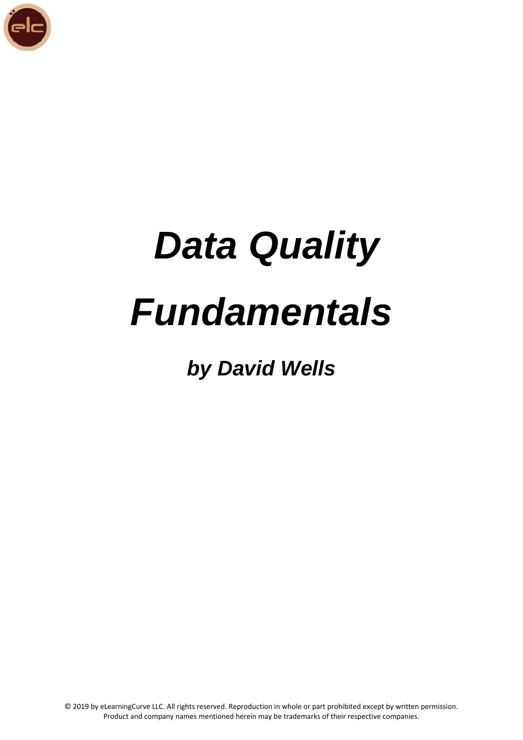# *Data Quality Fundamentals*

## *by David Wells*

© 2019 by eLearningCurve LLC. All rights reserved. Reproduction in whole or part prohibited except by written permission. Product and company names mentioned herein may be trademarks of their respective companies.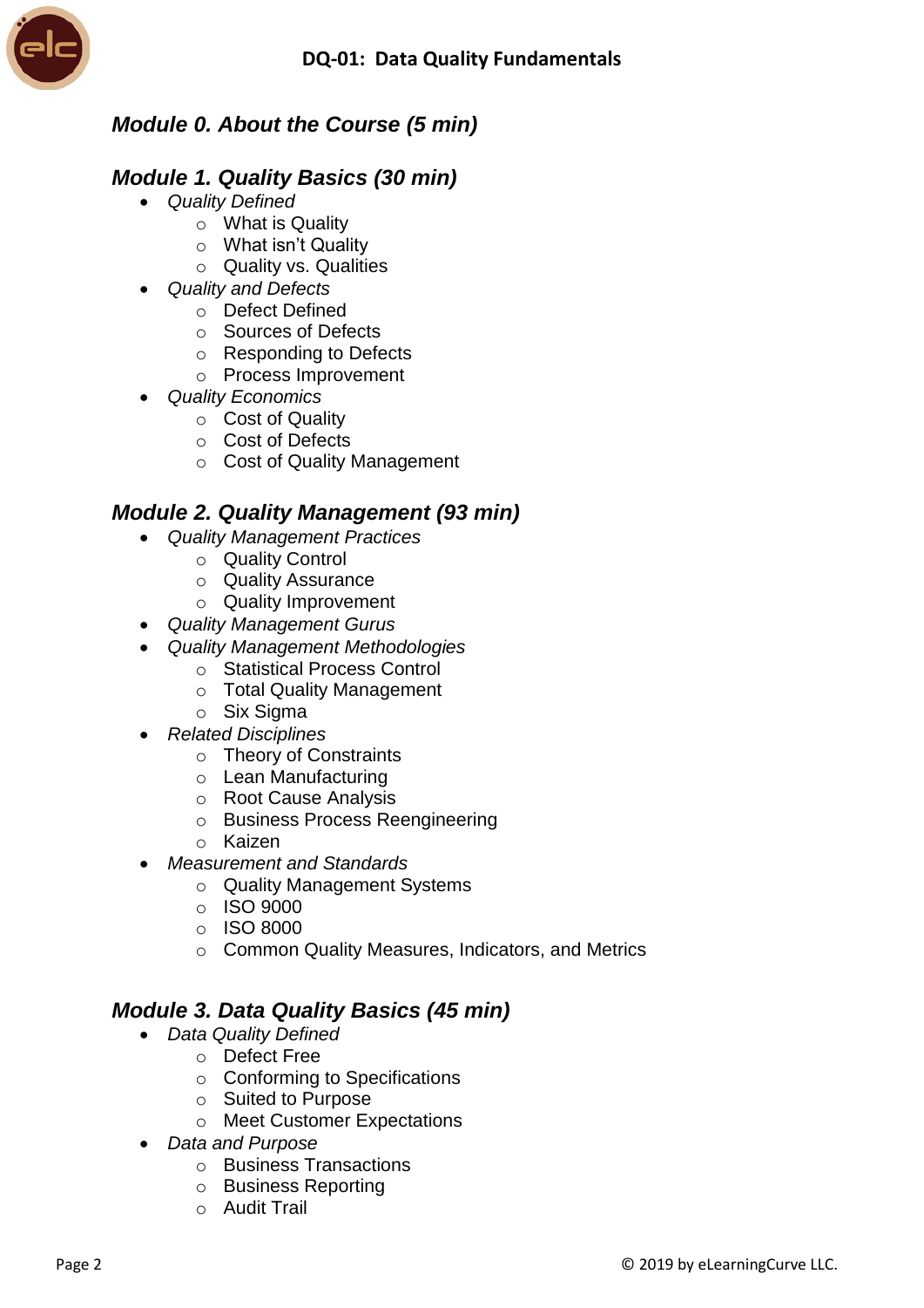### *Module 0. About the Course (5 min)*

### *Module 1. Quality Basics (30 min)*

- *Quality Defined*
  - What is Quality
  - What isn't Quality
  - Quality vs. Qualities
- *Quality and Defects*
  - Defect Defined
  - Sources of Defects
  - Responding to Defects
  - Process Improvement
- *Quality Economics*
  - Cost of Quality
  - Cost of Defects
  - Cost of Quality Management

### *Module 2. Quality Management (93 min)*

- *Quality Management Practices*
  - Quality Control
  - Quality Assurance
  - Quality Improvement
- *Quality Management Gurus*
- *Quality Management Methodologies*
  - Statistical Process Control
  - Total Quality Management
  - Six Sigma
- *Related Disciplines*
  - Theory of Constraints
  - Lean Manufacturing
  - Root Cause Analysis
  - Business Process Reengineering
  - Kaizen
- *Measurement and Standards*
  - Quality Management Systems
  - ISO 9000
  - ISO 8000
  - Common Quality Measures, Indicators, and Metrics

### *Module 3. Data Quality Basics (45 min)*

- *Data Quality Defined*
  - Defect Free
  - Conforming to Specifications
  - Suited to Purpose
  - Meet Customer Expectations
- *Data and Purpose*
  - Business Transactions
  - Business Reporting
  - Audit Trail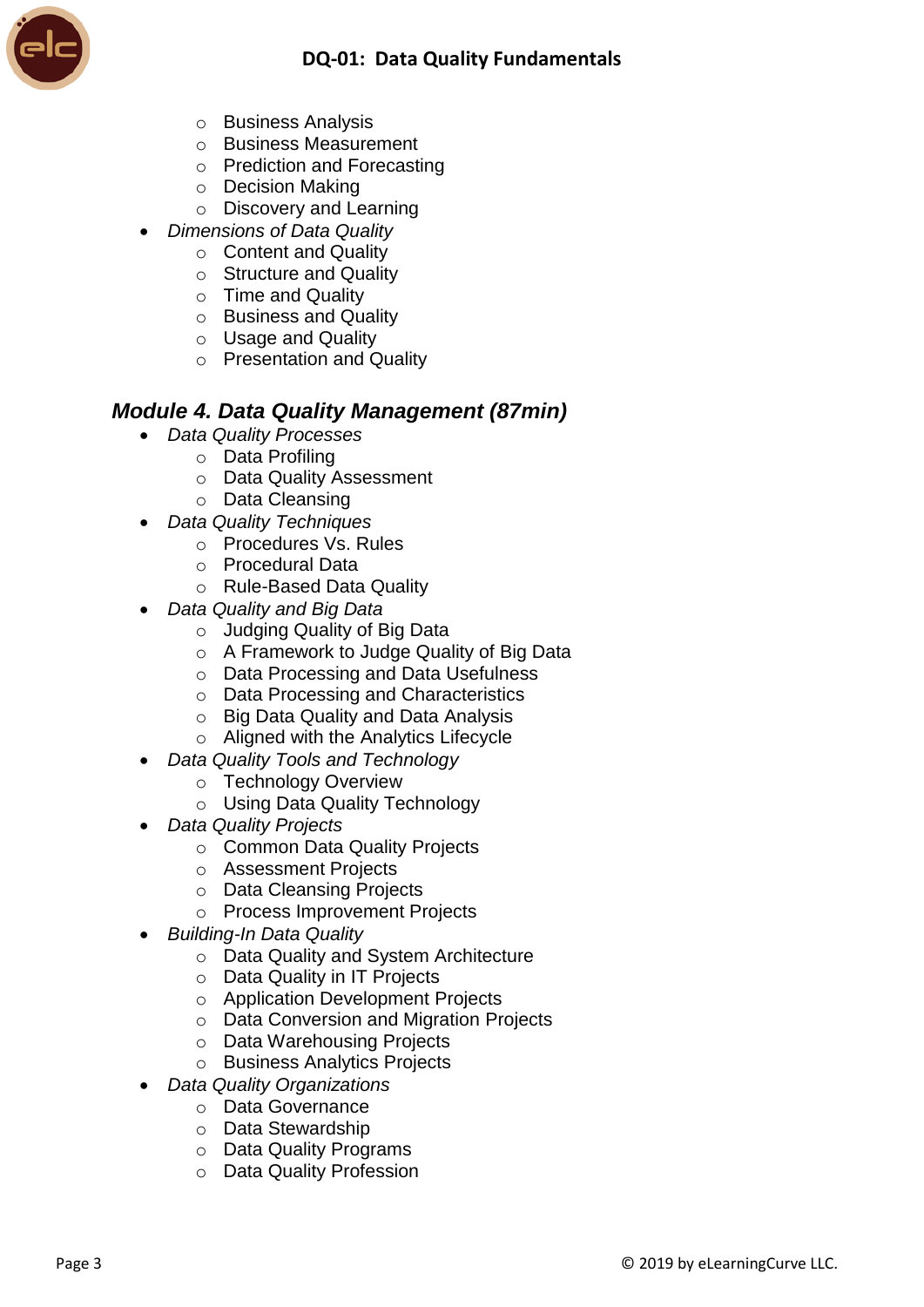- Business Analysis
  - Business Measurement
  - Prediction and Forecasting
  - Decision Making
  - Discovery and Learning
- *Dimensions of Data Quality*
  - Content and Quality
  - Structure and Quality
  - Time and Quality
  - Business and Quality
  - Usage and Quality
  - Presentation and Quality

### *Module 4. Data Quality Management (87min)*

- *Data Quality Processes*
  - Data Profiling
  - Data Quality Assessment
  - Data Cleansing
- *Data Quality Techniques*
  - Procedures Vs. Rules
  - Procedural Data
  - Rule-Based Data Quality
- *Data Quality and Big Data*
  - Judging Quality of Big Data
  - A Framework to Judge Quality of Big Data
  - Data Processing and Data Usefulness
  - Data Processing and Characteristics
  - Big Data Quality and Data Analysis
  - Aligned with the Analytics Lifecycle
- *Data Quality Tools and Technology*
  - Technology Overview
  - Using Data Quality Technology
- *Data Quality Projects*
  - Common Data Quality Projects
  - Assessment Projects
  - Data Cleansing Projects
  - Process Improvement Projects
- *Building-In Data Quality*
  - Data Quality and System Architecture
  - Data Quality in IT Projects
  - Application Development Projects
  - Data Conversion and Migration Projects
  - Data Warehousing Projects
  - Business Analytics Projects
- *Data Quality Organizations*
  - Data Governance
  - Data Stewardship
  - Data Quality Programs
  - Data Quality Profession